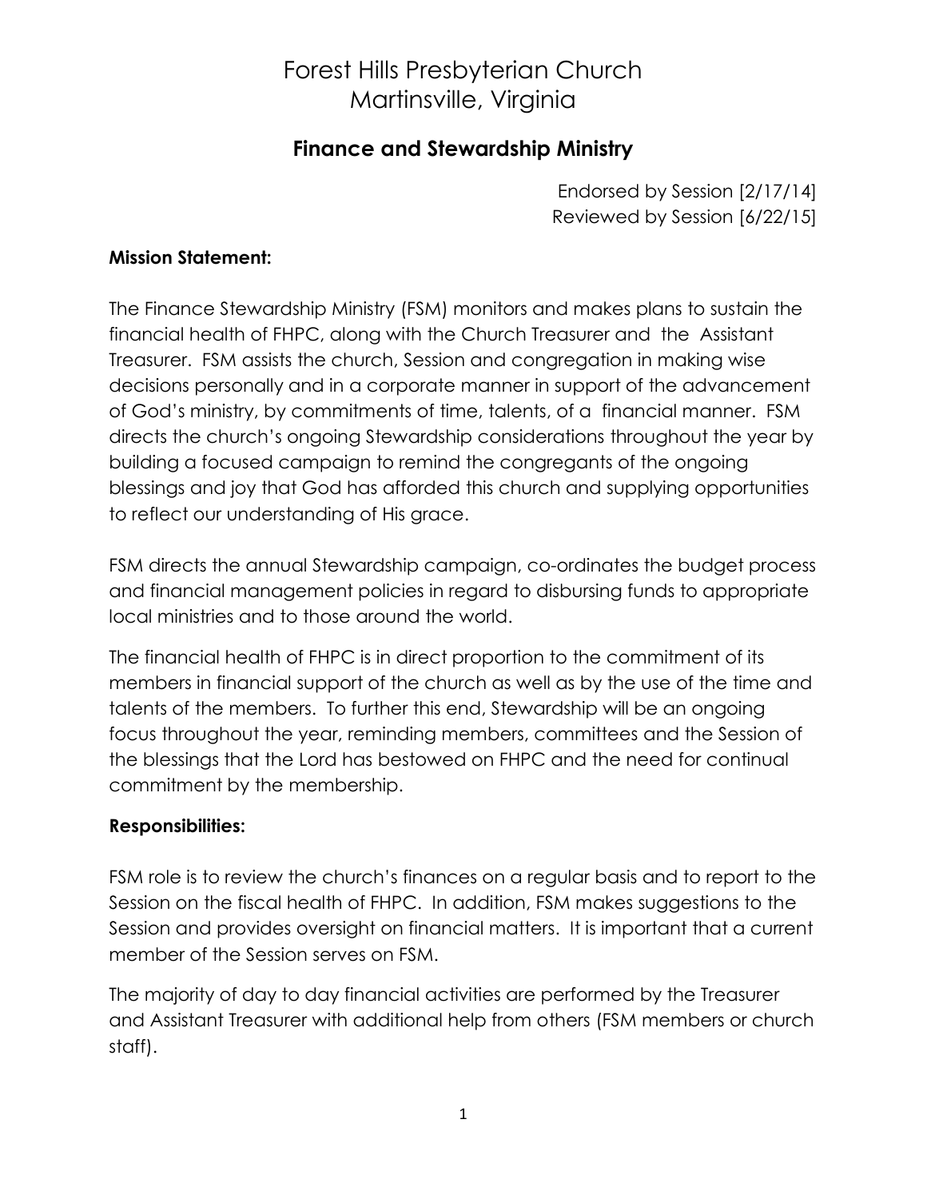# Forest Hills Presbyterian Church
# Martinsville, Virginia

## Finance and Stewardship Ministry

Endorsed by Session [2/17/14]
Reviewed by Session [6/22/15]

**Mission Statement:**

The Finance Stewardship Ministry (FSM) monitors and makes plans to sustain the financial health of FHPC, along with the Church Treasurer and the Assistant Treasurer. FSM assists the church, Session and congregation in making wise decisions personally and in a corporate manner in support of the advancement of God's ministry, by commitments of time, talents, of a financial manner. FSM directs the church's ongoing Stewardship considerations throughout the year by building a focused campaign to remind the congregants of the ongoing blessings and joy that God has afforded this church and supplying opportunities to reflect our understanding of His grace.

FSM directs the annual Stewardship campaign, co-ordinates the budget process and financial management policies in regard to disbursing funds to appropriate local ministries and to those around the world.

The financial health of FHPC is in direct proportion to the commitment of its members in financial support of the church as well as by the use of the time and talents of the members. To further this end, Stewardship will be an ongoing focus throughout the year, reminding members, committees and the Session of the blessings that the Lord has bestowed on FHPC and the need for continual commitment by the membership.

**Responsibilities:**

FSM role is to review the church's finances on a regular basis and to report to the Session on the fiscal health of FHPC. In addition, FSM makes suggestions to the Session and provides oversight on financial matters. It is important that a current member of the Session serves on FSM.

The majority of day to day financial activities are performed by the Treasurer and Assistant Treasurer with additional help from others (FSM members or church staff).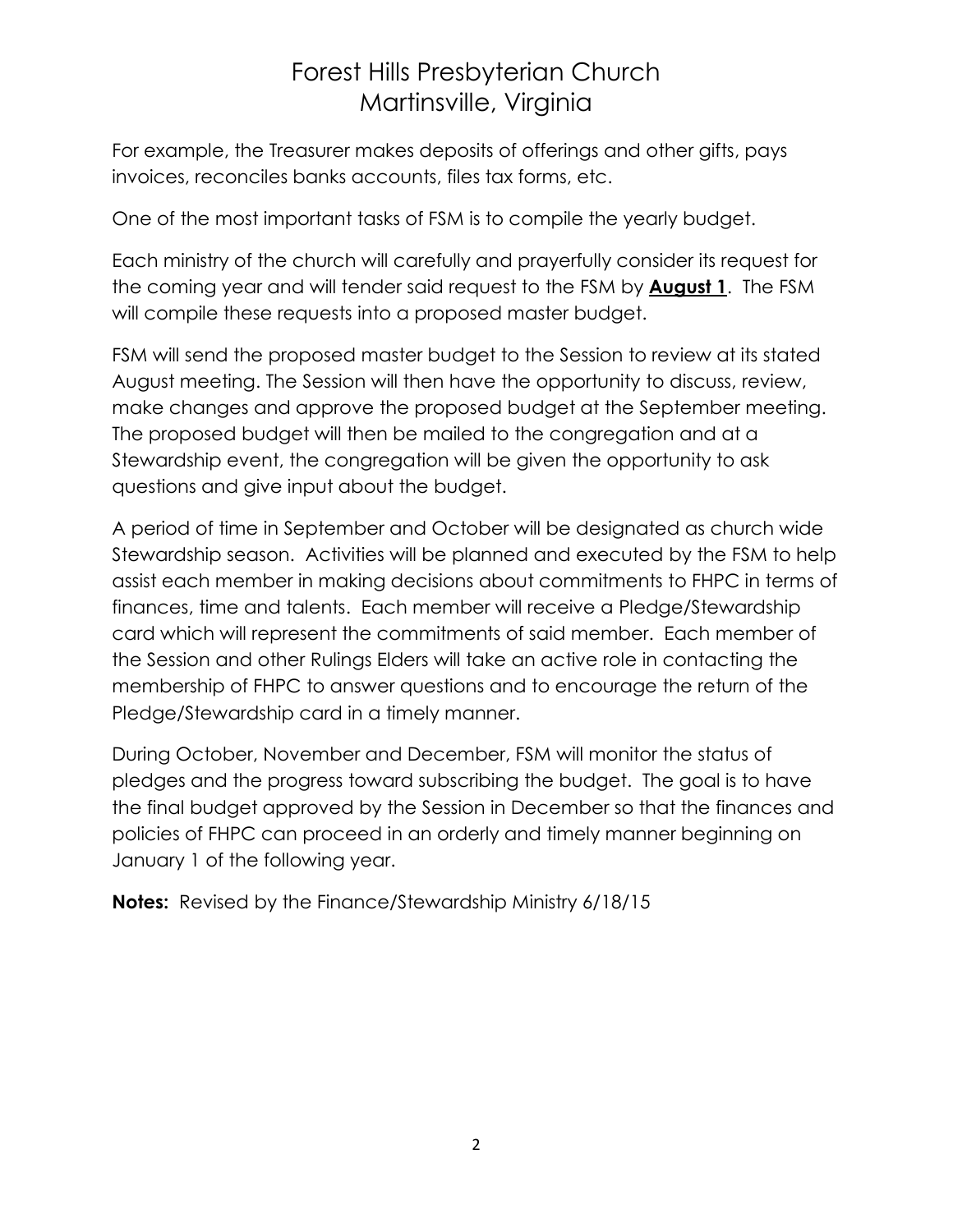For example, the Treasurer makes deposits of offerings and other gifts, pays invoices, reconciles banks accounts, files tax forms, etc.

One of the most important tasks of FSM is to compile the yearly budget.

Each ministry of the church will carefully and prayerfully consider its request for the coming year and will tender said request to the FSM by **August 1**. The FSM will compile these requests into a proposed master budget.

FSM will send the proposed master budget to the Session to review at its stated August meeting. The Session will then have the opportunity to discuss, review, make changes and approve the proposed budget at the September meeting. The proposed budget will then be mailed to the congregation and at a Stewardship event, the congregation will be given the opportunity to ask questions and give input about the budget.

A period of time in September and October will be designated as church wide Stewardship season. Activities will be planned and executed by the FSM to help assist each member in making decisions about commitments to FHPC in terms of finances, time and talents. Each member will receive a Pledge/Stewardship card which will represent the commitments of said member. Each member of the Session and other Rulings Elders will take an active role in contacting the membership of FHPC to answer questions and to encourage the return of the Pledge/Stewardship card in a timely manner.

During October, November and December, FSM will monitor the status of pledges and the progress toward subscribing the budget. The goal is to have the final budget approved by the Session in December so that the finances and policies of FHPC can proceed in an orderly and timely manner beginning on January 1 of the following year.

**Notes:** Revised by the Finance/Stewardship Ministry 6/18/15